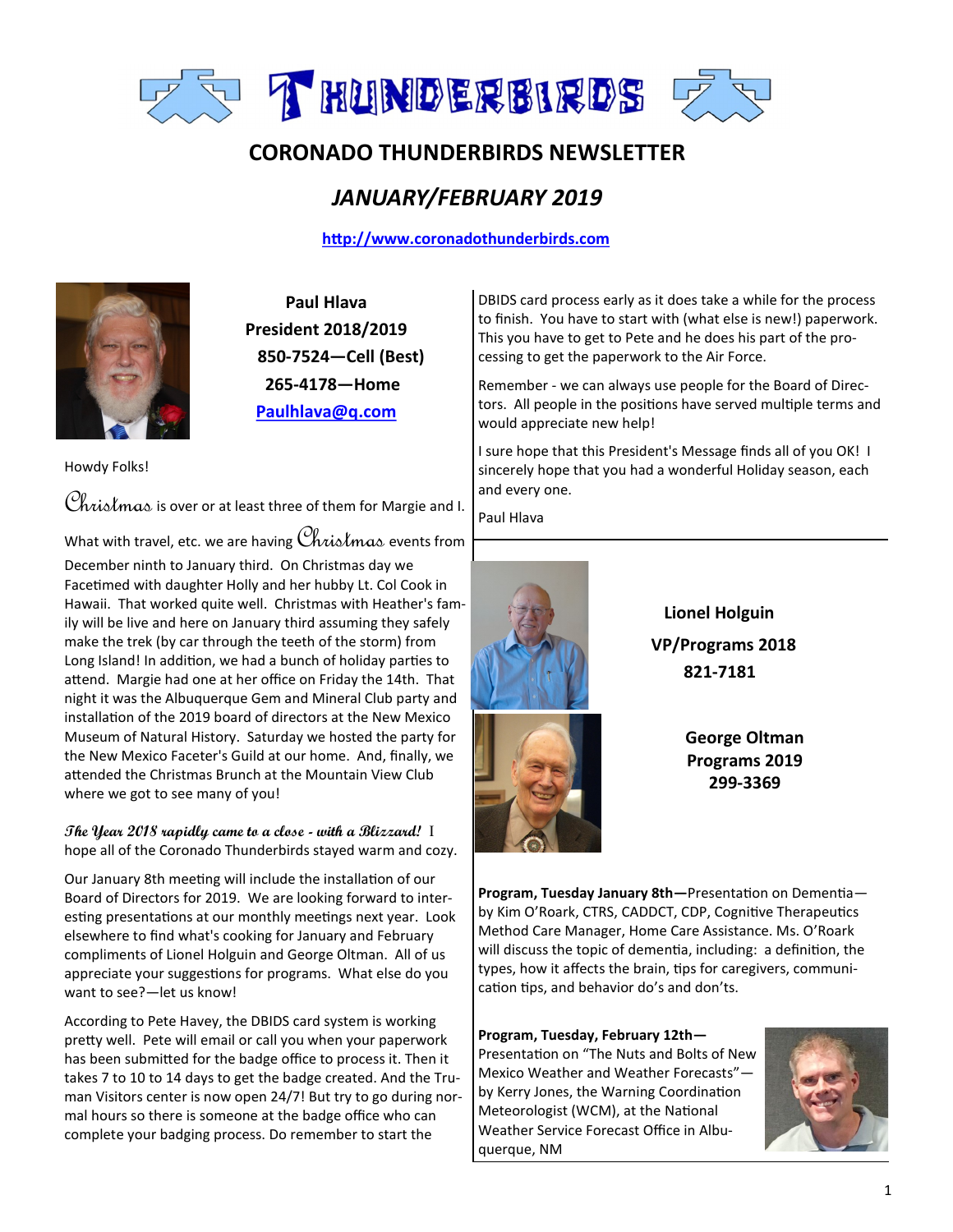# THUNDERBIRDS

## CORONADO THUNDERBIRDS NEWSLETTER

## *JANUARY/FEBRUARY 2019*

http://www.coronadothunderbirds.com

**Paul Hlava**
**President 2018/2019**
**850-7524—Cell (Best)**
**265-4178—Home**
**Paulhlava@q.com**

Howdy Folks!

*Christmas* is over or at least three of them for Margie and I. What with travel, etc. we are having *Christmas* events from December ninth to January third. On Christmas day we Facetimed with daughter Holly and her hubby Lt. Col Cook in Hawaii. That worked quite well. Christmas with Heather's family will be live and here on January third assuming they safely make the trek (by car through the teeth of the storm) from Long Island! In addition, we had a bunch of holiday parties to attend. Margie had one at her office on Friday the 14th. That night it was the Albuquerque Gem and Mineral Club party and installation of the 2019 board of directors at the New Mexico Museum of Natural History. Saturday we hosted the party for the New Mexico Faceter's Guild at our home. And, finally, we attended the Christmas Brunch at the Mountain View Club where we got to see many of you!

***The Year 2018 rapidly came to a close - with a Blizzard!*** I hope all of the Coronado Thunderbirds stayed warm and cozy.

Our January 8th meeting will include the installation of our Board of Directors for 2019. We are looking forward to interesting presentations at our monthly meetings next year. Look elsewhere to find what's cooking for January and February compliments of Lionel Holguin and George Oltman. All of us appreciate your suggestions for programs. What else do you want to see?—let us know!

According to Pete Havey, the DBIDS card system is working pretty well. Pete will email or call you when your paperwork has been submitted for the badge office to process it. Then it takes 7 to 10 to 14 days to get the badge created. And the Truman Visitors center is now open 24/7! But try to go during normal hours so there is someone at the badge office who can complete your badging process. Do remember to start the DBIDS card process early as it does take a while for the process to finish. You have to start with (what else is new!) paperwork. This you have to get to Pete and he does his part of the processing to get the paperwork to the Air Force.

Remember - we can always use people for the Board of Directors. All people in the positions have served multiple terms and would appreciate new help!

I sure hope that this President's Message finds all of you OK! I sincerely hope that you had a wonderful Holiday season, each and every one.

Paul Hlava

**Lionel Holguin**
**VP/Programs 2018**
**821-7181**

**George Oltman**
**Programs 2019**
**299-3369**

**Program, Tuesday January 8th—**Presentation on Dementia—by Kim O'Roark, CTRS, CADDCT, CDP, Cognitive Therapeutics Method Care Manager, Home Care Assistance. Ms. O'Roark will discuss the topic of dementia, including: a definition, the types, how it affects the brain, tips for caregivers, communication tips, and behavior do's and don'ts.

**Program, Tuesday, February 12th—** Presentation on "The Nuts and Bolts of New Mexico Weather and Weather Forecasts"—by Kerry Jones, the Warning Coordination Meteorologist (WCM), at the National Weather Service Forecast Office in Albuquerque, NM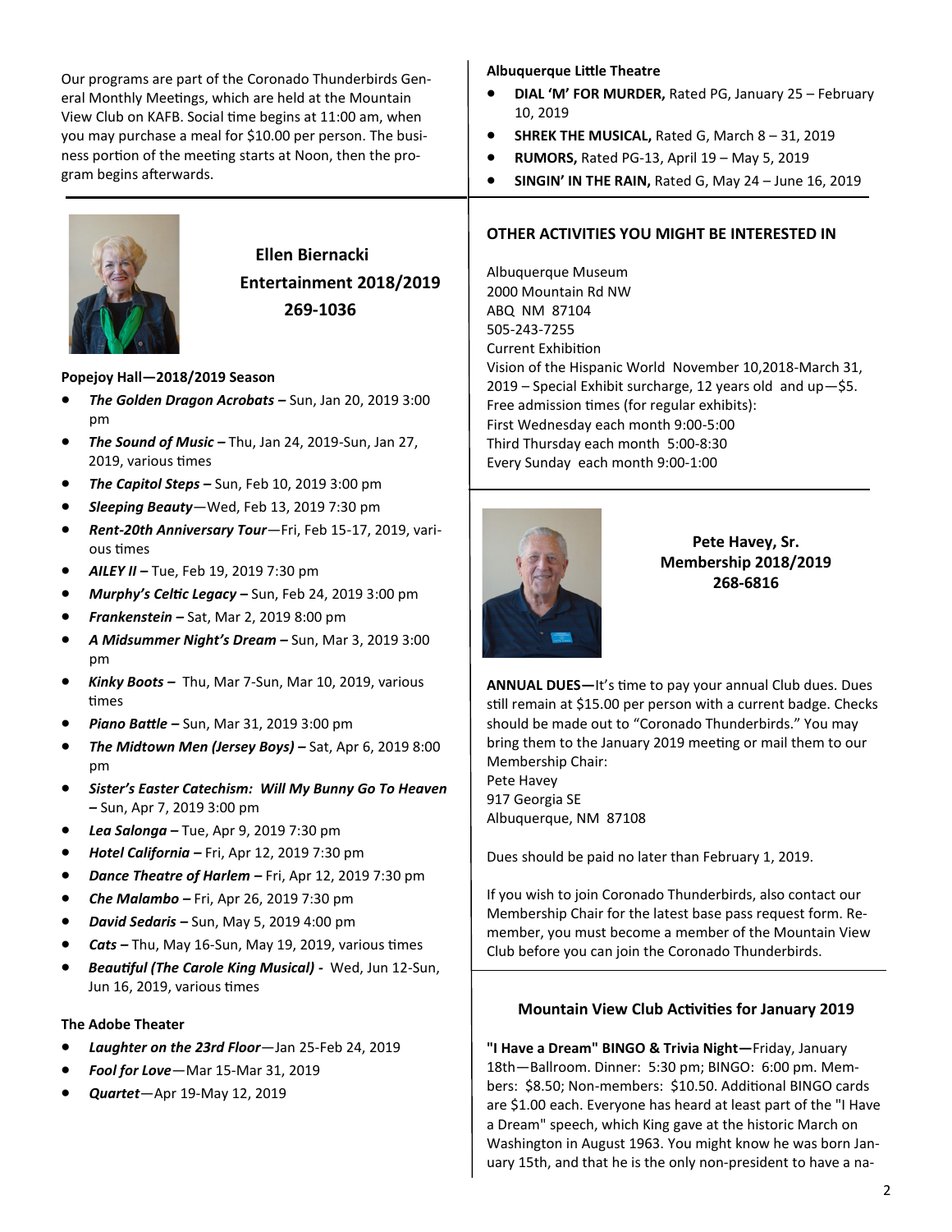Our programs are part of the Coronado Thunderbirds General Monthly Meetings, which are held at the Mountain View Club on KAFB. Social time begins at 11:00 am, when you may purchase a meal for $10.00 per person. The business portion of the meeting starts at Noon, then the program begins afterwards.

**Ellen Biernacki**
**Entertainment 2018/2019**
**269-1036**

**Popejoy Hall—2018/2019 Season**

- ***The Golden Dragon Acrobats –*** Sun, Jan 20, 2019 3:00 pm
- ***The Sound of Music –*** Thu, Jan 24, 2019-Sun, Jan 27, 2019, various times
- ***The Capitol Steps –*** Sun, Feb 10, 2019 3:00 pm
- ***Sleeping Beauty***—Wed, Feb 13, 2019 7:30 pm
- ***Rent-20th Anniversary Tour***—Fri, Feb 15-17, 2019, various times
- ***AILEY II –*** Tue, Feb 19, 2019 7:30 pm
- ***Murphy's Celtic Legacy –*** Sun, Feb 24, 2019 3:00 pm
- ***Frankenstein –*** Sat, Mar 2, 2019 8:00 pm
- ***A Midsummer Night's Dream –*** Sun, Mar 3, 2019 3:00 pm
- ***Kinky Boots –*** Thu, Mar 7-Sun, Mar 10, 2019, various times
- ***Piano Battle –*** Sun, Mar 31, 2019 3:00 pm
- ***The Midtown Men (Jersey Boys) –*** Sat, Apr 6, 2019 8:00 pm
- ***Sister's Easter Catechism: Will My Bunny Go To Heaven –*** Sun, Apr 7, 2019 3:00 pm
- ***Lea Salonga –*** Tue, Apr 9, 2019 7:30 pm
- ***Hotel California –*** Fri, Apr 12, 2019 7:30 pm
- ***Dance Theatre of Harlem –*** Fri, Apr 12, 2019 7:30 pm
- ***Che Malambo –*** Fri, Apr 26, 2019 7:30 pm
- ***David Sedaris –*** Sun, May 5, 2019 4:00 pm
- ***Cats –*** Thu, May 16-Sun, May 19, 2019, various times
- ***Beautiful (The Carole King Musical) -*** Wed, Jun 12-Sun, Jun 16, 2019, various times

**The Adobe Theater**

- ***Laughter on the 23rd Floor***—Jan 25-Feb 24, 2019
- ***Fool for Love***—Mar 15-Mar 31, 2019
- ***Quartet***—Apr 19-May 12, 2019

**Albuquerque Little Theatre**

- **DIAL 'M' FOR MURDER,** Rated PG, January 25 – February 10, 2019
- **SHREK THE MUSICAL,** Rated G, March 8 – 31, 2019
- **RUMORS,** Rated PG-13, April 19 – May 5, 2019
- **SINGIN' IN THE RAIN,** Rated G, May 24 – June 16, 2019

**OTHER ACTIVITIES YOU MIGHT BE INTERESTED IN**

Albuquerque Museum
2000 Mountain Rd NW
ABQ NM 87104
505-243-7255
Current Exhibition
Vision of the Hispanic World November 10,2018-March 31, 2019 – Special Exhibit surcharge, 12 years old and up—$5.
Free admission times (for regular exhibits):
First Wednesday each month 9:00-5:00
Third Thursday each month 5:00-8:30
Every Sunday each month 9:00-1:00

**Pete Havey, Sr.**
**Membership 2018/2019**
**268-6816**

**ANNUAL DUES—**It's time to pay your annual Club dues. Dues still remain at $15.00 per person with a current badge. Checks should be made out to "Coronado Thunderbirds." You may bring them to the January 2019 meeting or mail them to our Membership Chair:
Pete Havey
917 Georgia SE
Albuquerque, NM 87108

Dues should be paid no later than February 1, 2019.

If you wish to join Coronado Thunderbirds, also contact our Membership Chair for the latest base pass request form. Remember, you must become a member of the Mountain View Club before you can join the Coronado Thunderbirds.

**Mountain View Club Activities for January 2019**

**"I Have a Dream" BINGO & Trivia Night—**Friday, January 18th—Ballroom. Dinner: 5:30 pm; BINGO: 6:00 pm. Members: $8.50; Non-members: $10.50. Additional BINGO cards are $1.00 each. Everyone has heard at least part of the "I Have a Dream" speech, which King gave at the historic March on Washington in August 1963. You might know he was born January 15th, and that he is the only non-president to have a na-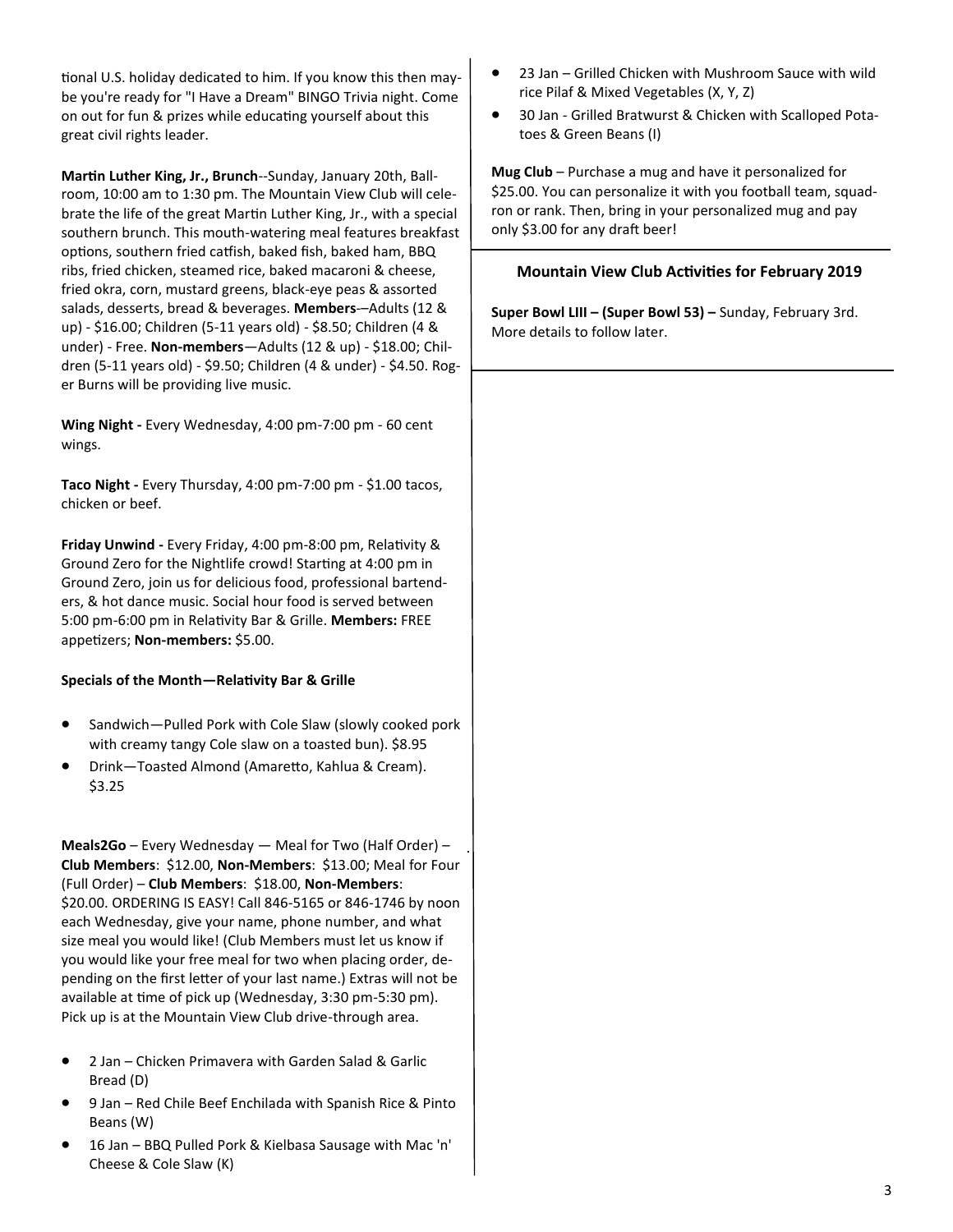tional U.S. holiday dedicated to him. If you know this then maybe you're ready for "I Have a Dream" BINGO Trivia night. Come on out for fun & prizes while educating yourself about this great civil rights leader.

**Martin Luther King, Jr., Brunch**--Sunday, January 20th, Ballroom, 10:00 am to 1:30 pm. The Mountain View Club will celebrate the life of the great Martin Luther King, Jr., with a special southern brunch. This mouth-watering meal features breakfast options, southern fried catfish, baked fish, baked ham, BBQ ribs, fried chicken, steamed rice, baked macaroni & cheese, fried okra, corn, mustard greens, black-eye peas & assorted salads, desserts, bread & beverages. **Members**-–Adults (12 & up) - $16.00; Children (5-11 years old) - $8.50; Children (4 & under) - Free. **Non-members**—Adults (12 & up) - $18.00; Children (5-11 years old) - $9.50; Children (4 & under) - $4.50. Roger Burns will be providing live music.

**Wing Night -** Every Wednesday, 4:00 pm-7:00 pm - 60 cent wings.

**Taco Night -** Every Thursday, 4:00 pm-7:00 pm - $1.00 tacos, chicken or beef.

**Friday Unwind -** Every Friday, 4:00 pm-8:00 pm, Relativity & Ground Zero for the Nightlife crowd! Starting at 4:00 pm in Ground Zero, join us for delicious food, professional bartenders, & hot dance music. Social hour food is served between 5:00 pm-6:00 pm in Relativity Bar & Grille. **Members:** FREE appetizers; **Non-members:** $5.00.

**Specials of the Month—Relativity Bar & Grille**

- Sandwich—Pulled Pork with Cole Slaw (slowly cooked pork with creamy tangy Cole slaw on a toasted bun). $8.95
- Drink—Toasted Almond (Amaretto, Kahlua & Cream). $3.25

**Meals2Go** – Every Wednesday — Meal for Two (Half Order) – **Club Members**: $12.00, **Non-Members**: $13.00; Meal for Four (Full Order) – **Club Members**: $18.00, **Non-Members**: $20.00. ORDERING IS EASY! Call 846-5165 or 846-1746 by noon each Wednesday, give your name, phone number, and what size meal you would like! (Club Members must let us know if you would like your free meal for two when placing order, depending on the first letter of your last name.) Extras will not be available at time of pick up (Wednesday, 3:30 pm-5:30 pm). Pick up is at the Mountain View Club drive-through area.

- 2 Jan – Chicken Primavera with Garden Salad & Garlic Bread (D)
- 9 Jan – Red Chile Beef Enchilada with Spanish Rice & Pinto Beans (W)
- 16 Jan – BBQ Pulled Pork & Kielbasa Sausage with Mac 'n' Cheese & Cole Slaw (K)
- 23 Jan – Grilled Chicken with Mushroom Sauce with wild rice Pilaf & Mixed Vegetables (X, Y, Z)
- 30 Jan - Grilled Bratwurst & Chicken with Scalloped Potatoes & Green Beans (I)

**Mug Club** – Purchase a mug and have it personalized for $25.00. You can personalize it with you football team, squadron or rank. Then, bring in your personalized mug and pay only $3.00 for any draft beer!

### Mountain View Club Activities for February 2019

**Super Bowl LIII – (Super Bowl 53) –** Sunday, February 3rd. More details to follow later.